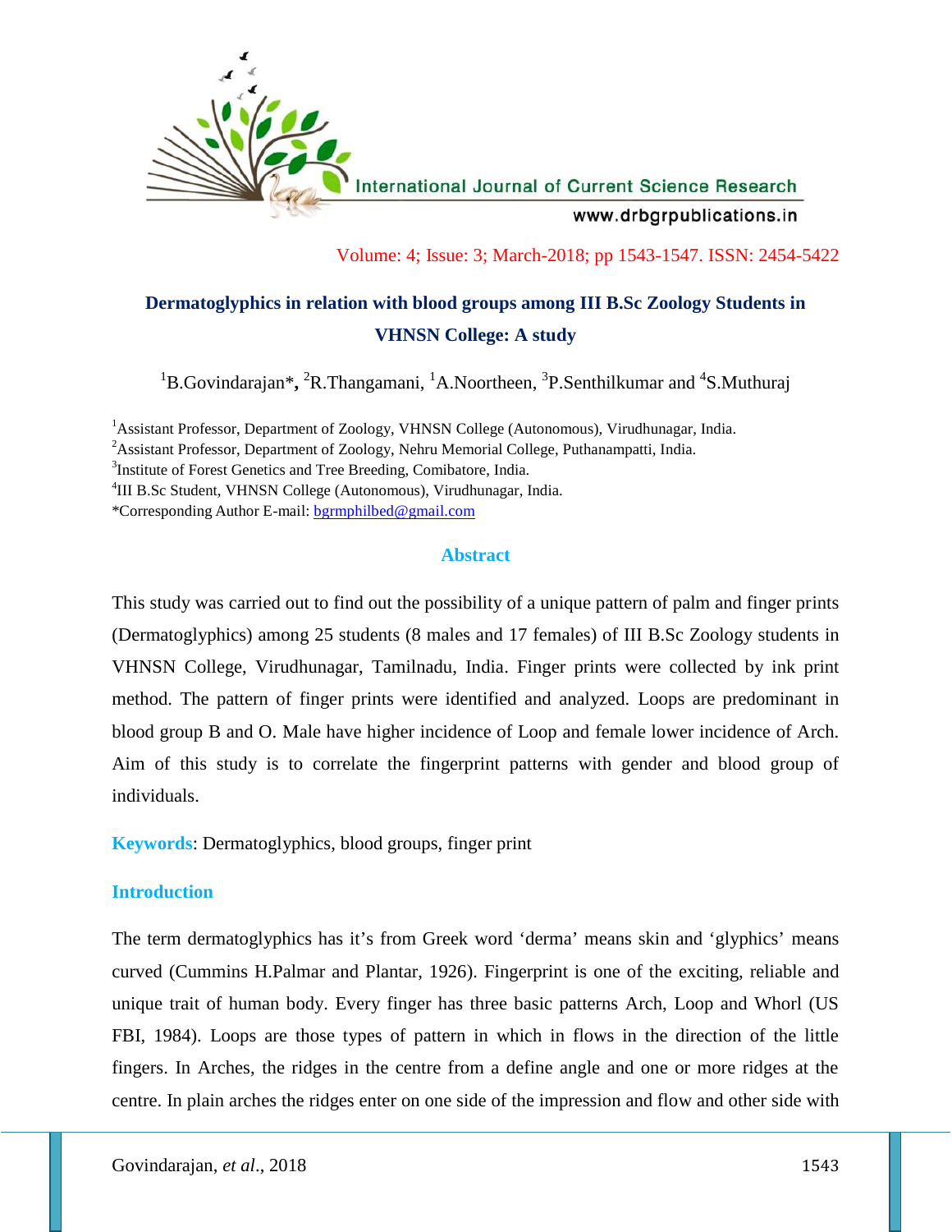# Dermatoglyphics in relation with blood groups among III B.Sc Zoology Students in VHNSN College: A study

[1]B.Govindarajan*, [2]R.Thangamani, [1]A.Noortheen, [3]P.Senthilkumar and [4]S.Muthuraj

[1]Assistant Professor, Department of Zoology, VHNSN College (Autonomous), Virudhunagar, India.
[2]Assistant Professor, Department of Zoology, Nehru Memorial College, Puthanampatti, India.
[3]Institute of Forest Genetics and Tree Breeding, Comibatore, India.
[4]III B.Sc Student, VHNSN College (Autonomous), Virudhunagar, India.
*Corresponding Author E-mail: bgrmphilbed@gmail.com

## Abstract

This study was carried out to find out the possibility of a unique pattern of palm and finger prints (Dermatoglyphics) among 25 students (8 males and 17 females) of III B.Sc Zoology students in VHNSN College, Virudhunagar, Tamilnadu, India. Finger prints were collected by ink print method. The pattern of finger prints were identified and analyzed. Loops are predominant in blood group B and O. Male have higher incidence of Loop and female lower incidence of Arch. Aim of this study is to correlate the fingerprint patterns with gender and blood group of individuals.

**Keywords**: Dermatoglyphics, blood groups, finger print

## Introduction

The term dermatoglyphics has it's from Greek word 'derma' means skin and 'glyphics' means curved (Cummins H.Palmar and Plantar, 1926). Fingerprint is one of the exciting, reliable and unique trait of human body. Every finger has three basic patterns Arch, Loop and Whorl (US FBI, 1984). Loops are those types of pattern in which in flows in the direction of the little fingers. In Arches, the ridges in the centre from a define angle and one or more ridges at the centre. In plain arches the ridges enter on one side of the impression and flow and other side with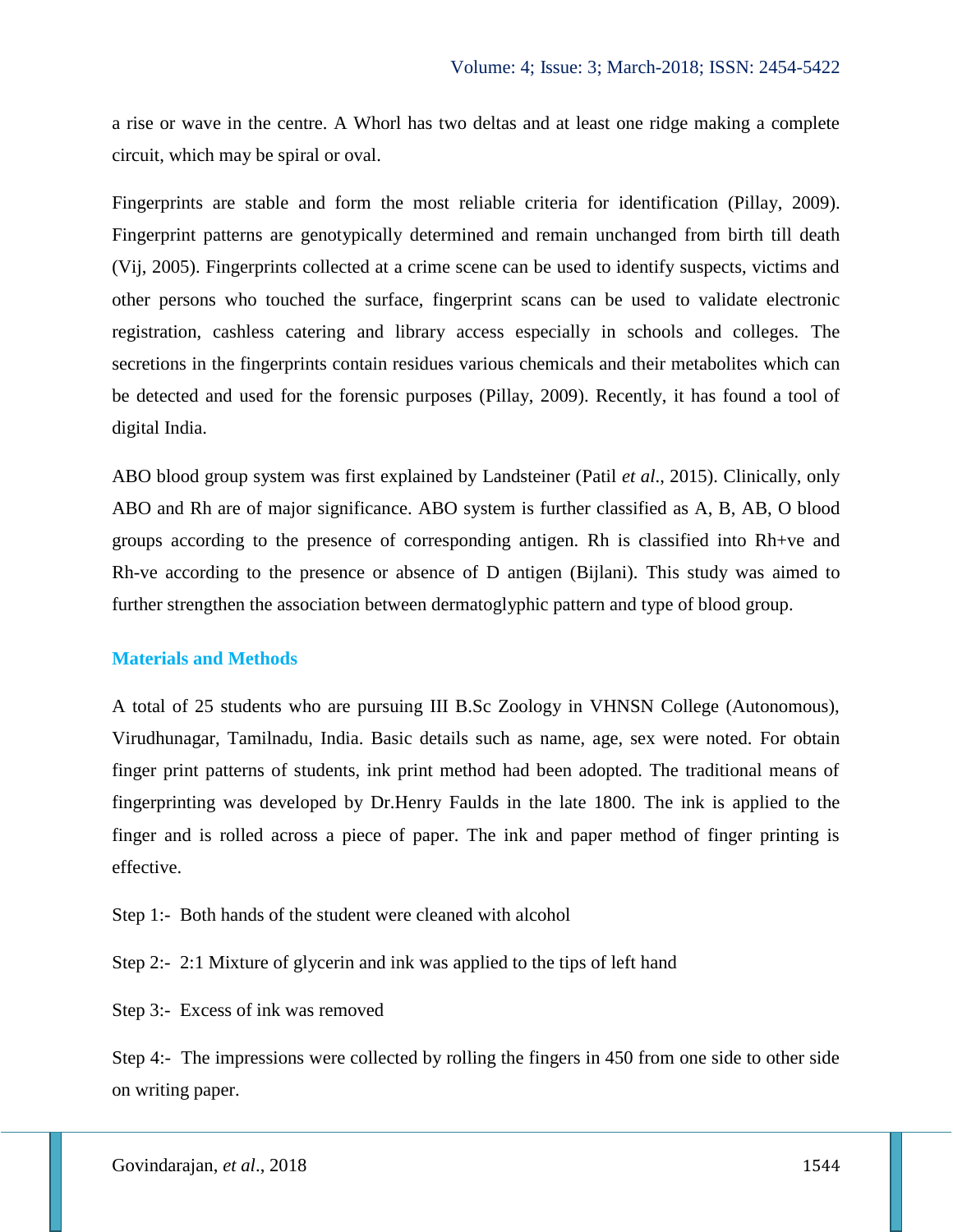a rise or wave in the centre. A Whorl has two deltas and at least one ridge making a complete circuit, which may be spiral or oval.

Fingerprints are stable and form the most reliable criteria for identification (Pillay, 2009). Fingerprint patterns are genotypically determined and remain unchanged from birth till death (Vij, 2005). Fingerprints collected at a crime scene can be used to identify suspects, victims and other persons who touched the surface, fingerprint scans can be used to validate electronic registration, cashless catering and library access especially in schools and colleges. The secretions in the fingerprints contain residues various chemicals and their metabolites which can be detected and used for the forensic purposes (Pillay, 2009). Recently, it has found a tool of digital India.

ABO blood group system was first explained by Landsteiner (Patil *et al*., 2015). Clinically, only ABO and Rh are of major significance. ABO system is further classified as A, B, AB, O blood groups according to the presence of corresponding antigen. Rh is classified into Rh+ve and Rh-ve according to the presence or absence of D antigen (Bijlani). This study was aimed to further strengthen the association between dermatoglyphic pattern and type of blood group.

## Materials and Methods

A total of 25 students who are pursuing III B.Sc Zoology in VHNSN College (Autonomous), Virudhunagar, Tamilnadu, India. Basic details such as name, age, sex were noted. For obtain finger print patterns of students, ink print method had been adopted. The traditional means of fingerprinting was developed by Dr.Henry Faulds in the late 1800. The ink is applied to the finger and is rolled across a piece of paper. The ink and paper method of finger printing is effective.

Step 1:- Both hands of the student were cleaned with alcohol

Step 2:- 2:1 Mixture of glycerin and ink was applied to the tips of left hand

Step 3:- Excess of ink was removed

Step 4:- The impressions were collected by rolling the fingers in 450 from one side to other side on writing paper.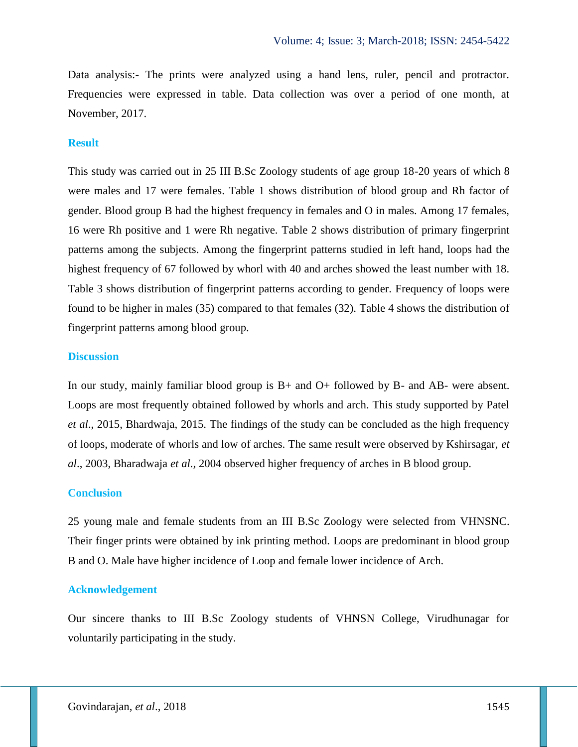Data analysis:- The prints were analyzed using a hand lens, ruler, pencil and protractor. Frequencies were expressed in table. Data collection was over a period of one month, at November, 2017.

## Result

This study was carried out in 25 III B.Sc Zoology students of age group 18-20 years of which 8 were males and 17 were females. Table 1 shows distribution of blood group and Rh factor of gender. Blood group B had the highest frequency in females and O in males. Among 17 females, 16 were Rh positive and 1 were Rh negative. Table 2 shows distribution of primary fingerprint patterns among the subjects. Among the fingerprint patterns studied in left hand, loops had the highest frequency of 67 followed by whorl with 40 and arches showed the least number with 18. Table 3 shows distribution of fingerprint patterns according to gender. Frequency of loops were found to be higher in males (35) compared to that females (32). Table 4 shows the distribution of fingerprint patterns among blood group.

## Discussion

In our study, mainly familiar blood group is B+ and O+ followed by B- and AB- were absent. Loops are most frequently obtained followed by whorls and arch. This study supported by Patel *et al*., 2015, Bhardwaja, 2015. The findings of the study can be concluded as the high frequency of loops, moderate of whorls and low of arches. The same result were observed by Kshirsagar, *et al*., 2003, Bharadwaja *et al.*, 2004 observed higher frequency of arches in B blood group.

## Conclusion

25 young male and female students from an III B.Sc Zoology were selected from VHNSNC. Their finger prints were obtained by ink printing method. Loops are predominant in blood group B and O. Male have higher incidence of Loop and female lower incidence of Arch.

## Acknowledgement

Our sincere thanks to III B.Sc Zoology students of VHNSN College, Virudhunagar for voluntarily participating in the study.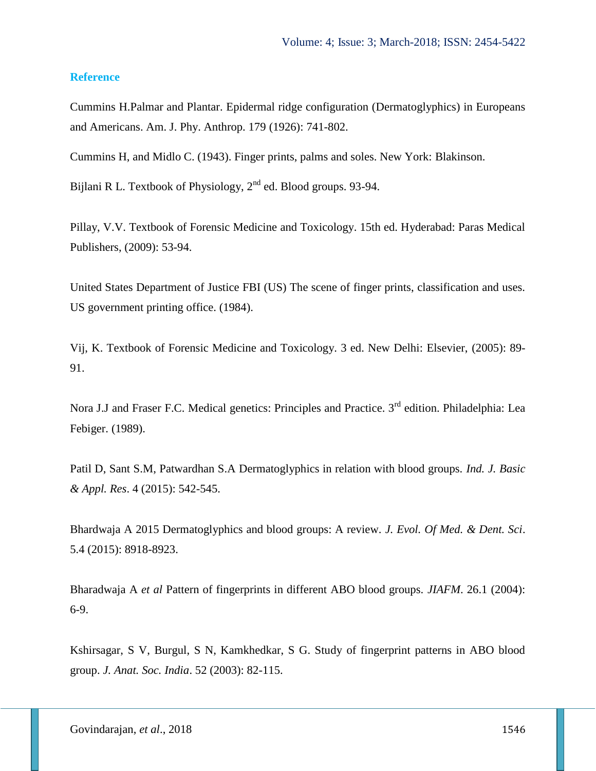## Reference

Cummins H.Palmar and Plantar. Epidermal ridge configuration (Dermatoglyphics) in Europeans and Americans. Am. J. Phy. Anthrop. 179 (1926): 741-802.

Cummins H, and Midlo C. (1943). Finger prints, palms and soles. New York: Blakinson.

Bijlani R L. Textbook of Physiology, 2nd ed. Blood groups. 93-94.

Pillay, V.V. Textbook of Forensic Medicine and Toxicology. 15th ed. Hyderabad: Paras Medical Publishers, (2009): 53-94.

United States Department of Justice FBI (US) The scene of finger prints, classification and uses. US government printing office. (1984).

Vij, K. Textbook of Forensic Medicine and Toxicology. 3 ed. New Delhi: Elsevier, (2005): 89-91.

Nora J.J and Fraser F.C. Medical genetics: Principles and Practice. 3rd edition. Philadelphia: Lea Febiger. (1989).

Patil D, Sant S.M, Patwardhan S.A Dermatoglyphics in relation with blood groups. *Ind. J. Basic & Appl. Res*. 4 (2015): 542-545.

Bhardwaja A 2015 Dermatoglyphics and blood groups: A review. *J. Evol. Of Med. & Dent. Sci*. 5.4 (2015): 8918-8923.

Bharadwaja A *et al* Pattern of fingerprints in different ABO blood groups. *JIAFM*. 26.1 (2004): 6-9.

Kshirsagar, S V, Burgul, S N, Kamkhedkar, S G. Study of fingerprint patterns in ABO blood group. *J. Anat. Soc. India*. 52 (2003): 82-115.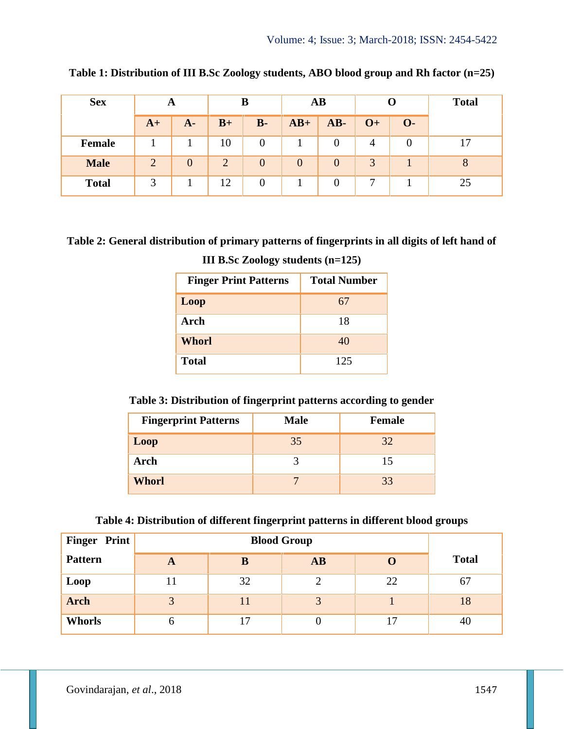**Table 1: Distribution of III B.Sc Zoology students, ABO blood group and Rh factor (n=25)**

| Sex | A | | B | | AB | | O | | Total |
|---|---|---|---|---|---|---|---|---|---|
| | A+ | A- | B+ | B- | AB+ | AB- | O+ | O- | |
| Female | 1 | 1 | 10 | 0 | 1 | 0 | 4 | 0 | 17 |
| Male | 2 | 0 | 2 | 0 | 0 | 0 | 3 | 1 | 8 |
| Total | 3 | 1 | 12 | 0 | 1 | 0 | 7 | 1 | 25 |

**Table 2: General distribution of primary patterns of fingerprints in all digits of left hand of III B.Sc Zoology students (n=125)**

| Finger Print Patterns | Total Number |
|---|---|
| Loop | 67 |
| Arch | 18 |
| Whorl | 40 |
| Total | 125 |

**Table 3: Distribution of fingerprint patterns according to gender**

| Fingerprint Patterns | Male | Female |
|---|---|---|
| Loop | 35 | 32 |
| Arch | 3 | 15 |
| Whorl | 7 | 33 |

**Table 4: Distribution of different fingerprint patterns in different blood groups**

| Finger Print Pattern | Blood Group | | | | Total |
|---|---|---|---|---|---|
| | A | B | AB | O | |
| Loop | 11 | 32 | 2 | 22 | 67 |
| Arch | 3 | 11 | 3 | 1 | 18 |
| Whorls | 6 | 17 | 0 | 17 | 40 |